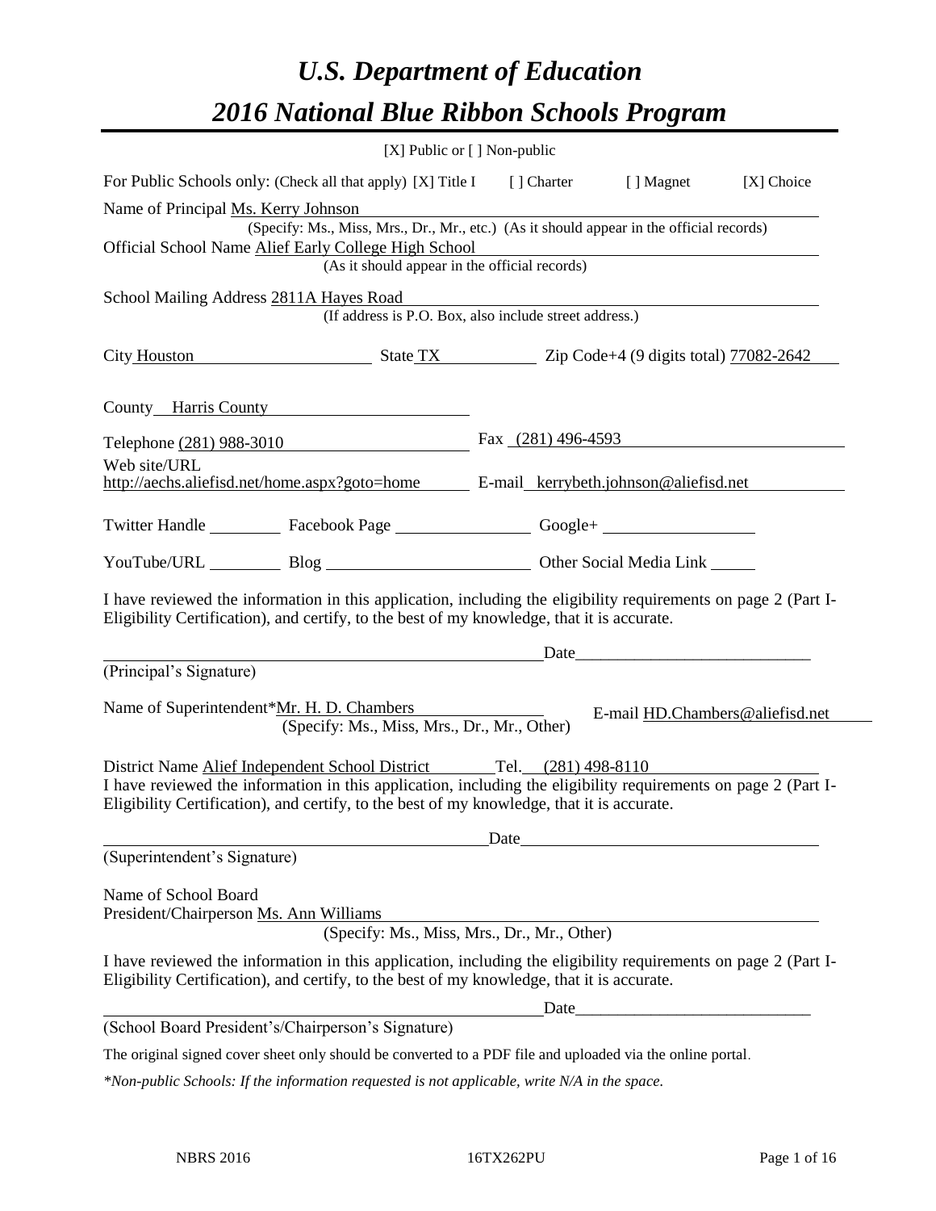# *U.S. Department of Education*

# *2016 National Blue Ribbon Schools Program*

[X] Public or [ ] Non-public

For Public Schools only: (Check all that apply) [X] Title I [ ] Charter [ ] Magnet [X] Choice

Name of Principal Ms. Kerry Johnson

(Specify: Ms., Miss, Mrs., Dr., Mr., etc.) (As it should appear in the official records)

Official School Name Alief Early College High School

(As it should appear in the official records)

School Mailing Address 2811A Hayes Road

(If address is P.O. Box, also include street address.)

City Houston State TX Zip Code+4 (9 digits total) 77082-2642

County Harris County

Telephone (281) 988-3010 Fax (281) 496-4593

Web site/URL http://aechs.aliefisd.net/home.aspx?goto=home E-mail kerrybeth.johnson@aliefisd.net

Twitter Handle \_\_\_\_\_\_\_\_ Facebook Page \_\_\_\_\_\_\_\_ Google+ \_\_\_\_\_\_\_\_

YouTube/URL \_\_\_\_\_\_\_\_ Blog \_\_\_\_\_\_\_\_ Other Social Media Link \_\_\_\_\_\_\_\_

I have reviewed the information in this application, including the eligibility requirements on page 2 (Part I-Eligibility Certification), and certify, to the best of my knowledge, that it is accurate.

\_\_\_\_\_\_\_\_\_\_\_\_\_\_\_\_\_\_\_\_\_\_\_\_\_\_\_\_\_\_\_\_ Date\_\_\_\_\_\_\_\_\_\_\_\_\_\_\_\_\_\_\_\_\_\_\_\_\_\_\_\_

(Principal's Signature)

Name of Superintendent*Mr. H. D. Chambers E-mail HD.Chambers@aliefisd.net

(Specify: Ms., Miss, Mrs., Dr., Mr., Other)

District Name Alief Independent School District Tel. (281) 498-8110

I have reviewed the information in this application, including the eligibility requirements on page 2 (Part I-Eligibility Certification), and certify, to the best of my knowledge, that it is accurate.

\_\_\_\_\_\_\_\_\_\_\_\_\_\_\_\_\_\_\_\_\_\_\_\_\_\_\_\_\_\_\_\_ Date\_\_\_\_\_\_\_\_\_\_\_\_\_\_\_\_\_\_\_\_\_\_\_\_\_\_\_\_

(Superintendent's Signature)

Name of School Board
President/Chairperson Ms. Ann Williams

(Specify: Ms., Miss, Mrs., Dr., Mr., Other)

I have reviewed the information in this application, including the eligibility requirements on page 2 (Part I-Eligibility Certification), and certify, to the best of my knowledge, that it is accurate.

\_\_\_\_\_\_\_\_\_\_\_\_\_\_\_\_\_\_\_\_\_\_\_\_\_\_\_\_\_\_\_\_ Date\_\_\_\_\_\_\_\_\_\_\_\_\_\_\_\_\_\_\_\_\_\_\_\_\_\_\_\_

(School Board President's/Chairperson's Signature)

The original signed cover sheet only should be converted to a PDF file and uploaded via the online portal.

*\*Non-public Schools: If the information requested is not applicable, write N/A in the space.*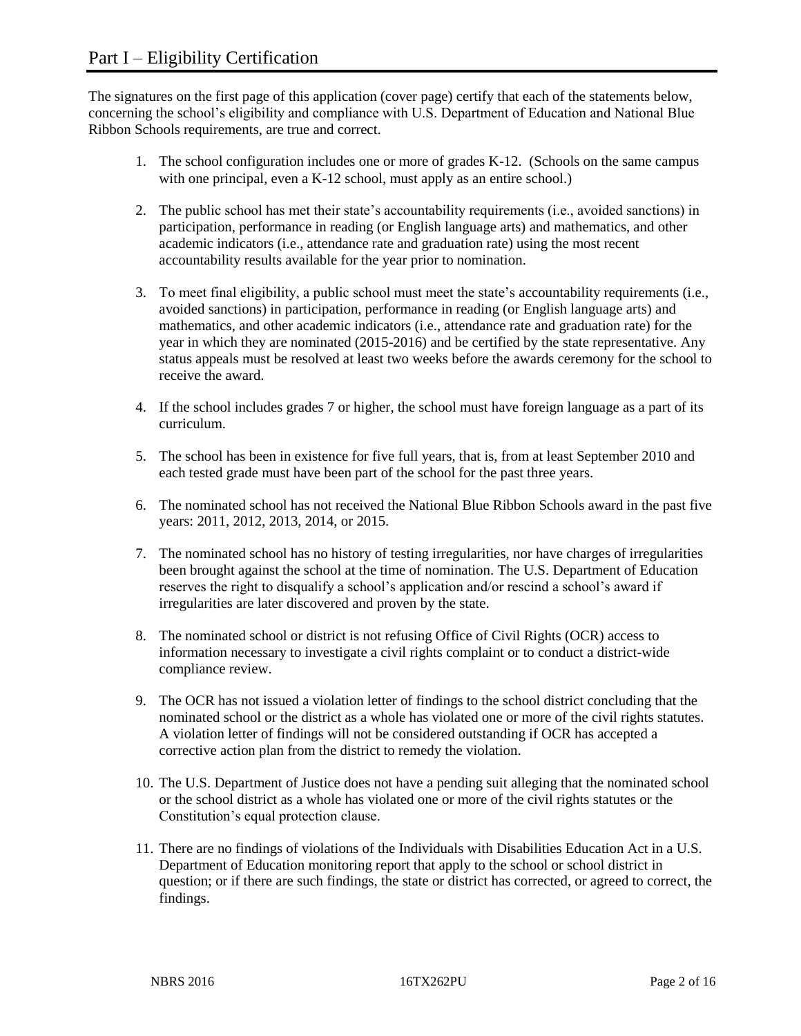# Part I – Eligibility Certification

The signatures on the first page of this application (cover page) certify that each of the statements below, concerning the school's eligibility and compliance with U.S. Department of Education and National Blue Ribbon Schools requirements, are true and correct.

1. The school configuration includes one or more of grades K-12. (Schools on the same campus with one principal, even a K-12 school, must apply as an entire school.)
2. The public school has met their state's accountability requirements (i.e., avoided sanctions) in participation, performance in reading (or English language arts) and mathematics, and other academic indicators (i.e., attendance rate and graduation rate) using the most recent accountability results available for the year prior to nomination.
3. To meet final eligibility, a public school must meet the state's accountability requirements (i.e., avoided sanctions) in participation, performance in reading (or English language arts) and mathematics, and other academic indicators (i.e., attendance rate and graduation rate) for the year in which they are nominated (2015-2016) and be certified by the state representative. Any status appeals must be resolved at least two weeks before the awards ceremony for the school to receive the award.
4. If the school includes grades 7 or higher, the school must have foreign language as a part of its curriculum.
5. The school has been in existence for five full years, that is, from at least September 2010 and each tested grade must have been part of the school for the past three years.
6. The nominated school has not received the National Blue Ribbon Schools award in the past five years: 2011, 2012, 2013, 2014, or 2015.
7. The nominated school has no history of testing irregularities, nor have charges of irregularities been brought against the school at the time of nomination. The U.S. Department of Education reserves the right to disqualify a school's application and/or rescind a school's award if irregularities are later discovered and proven by the state.
8. The nominated school or district is not refusing Office of Civil Rights (OCR) access to information necessary to investigate a civil rights complaint or to conduct a district-wide compliance review.
9. The OCR has not issued a violation letter of findings to the school district concluding that the nominated school or the district as a whole has violated one or more of the civil rights statutes. A violation letter of findings will not be considered outstanding if OCR has accepted a corrective action plan from the district to remedy the violation.
10. The U.S. Department of Justice does not have a pending suit alleging that the nominated school or the school district as a whole has violated one or more of the civil rights statutes or the Constitution's equal protection clause.
11. There are no findings of violations of the Individuals with Disabilities Education Act in a U.S. Department of Education monitoring report that apply to the school or school district in question; or if there are such findings, the state or district has corrected, or agreed to correct, the findings.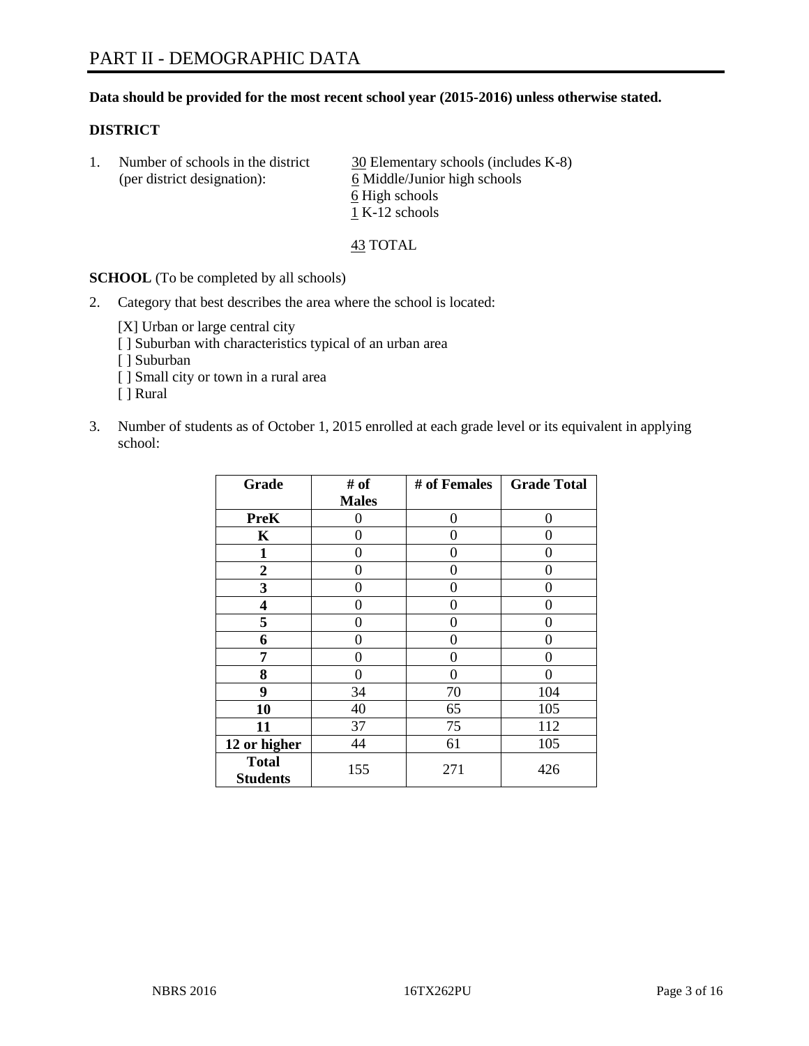# PART II - DEMOGRAPHIC DATA

**Data should be provided for the most recent school year (2015-2016) unless otherwise stated.**

**DISTRICT**

1. Number of schools in the district (per district designation):
   30 Elementary schools (includes K-8)
   6 Middle/Junior high schools
   6 High schools
   1 K-12 schools

   43 TOTAL

**SCHOOL** (To be completed by all schools)

2. Category that best describes the area where the school is located:

   [X] Urban or large central city
   [ ] Suburban with characteristics typical of an urban area
   [ ] Suburban
   [ ] Small city or town in a rural area
   [ ] Rural

3. Number of students as of October 1, 2015 enrolled at each grade level or its equivalent in applying school:

| Grade | # of Males | # of Females | Grade Total |
|---|---|---|---|
| **PreK** | 0 | 0 | 0 |
| **K** | 0 | 0 | 0 |
| **1** | 0 | 0 | 0 |
| **2** | 0 | 0 | 0 |
| **3** | 0 | 0 | 0 |
| **4** | 0 | 0 | 0 |
| **5** | 0 | 0 | 0 |
| **6** | 0 | 0 | 0 |
| **7** | 0 | 0 | 0 |
| **8** | 0 | 0 | 0 |
| **9** | 34 | 70 | 104 |
| **10** | 40 | 65 | 105 |
| **11** | 37 | 75 | 112 |
| **12 or higher** | 44 | 61 | 105 |
| **Total Students** | 155 | 271 | 426 |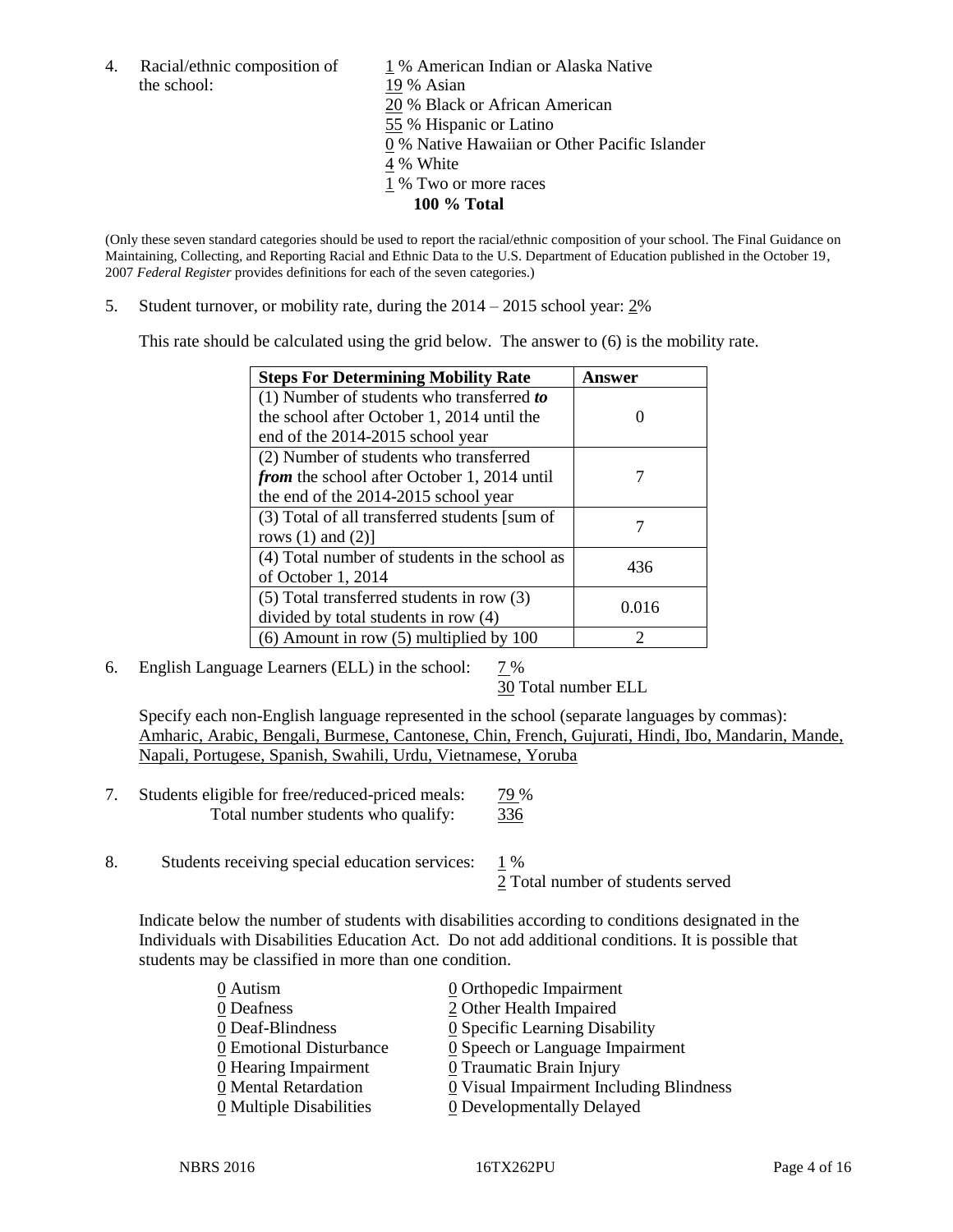4. Racial/ethnic composition of the school:

1 % American Indian or Alaska Native
19 % Asian
20 % Black or African American
55 % Hispanic or Latino
0 % Native Hawaiian or Other Pacific Islander
4 % White
1 % Two or more races
**100 % Total**

(Only these seven standard categories should be used to report the racial/ethnic composition of your school. The Final Guidance on Maintaining, Collecting, and Reporting Racial and Ethnic Data to the U.S. Department of Education published in the October 19, 2007 *Federal Register* provides definitions for each of the seven categories.)

5. Student turnover, or mobility rate, during the 2014 – 2015 school year: 2%

This rate should be calculated using the grid below. The answer to (6) is the mobility rate.

| **Steps For Determining Mobility Rate** | **Answer** |
|---|---|
| (1) Number of students who transferred ***to*** the school after October 1, 2014 until the end of the 2014-2015 school year | 0 |
| (2) Number of students who transferred ***from*** the school after October 1, 2014 until the end of the 2014-2015 school year | 7 |
| (3) Total of all transferred students [sum of rows (1) and (2)] | 7 |
| (4) Total number of students in the school as of October 1, 2014 | 436 |
| (5) Total transferred students in row (3) divided by total students in row (4) | 0.016 |
| (6) Amount in row (5) multiplied by 100 | 2 |

6. English Language Learners (ELL) in the school: 7 %
30 Total number ELL

Specify each non-English language represented in the school (separate languages by commas):
Amharic, Arabic, Bengali, Burmese, Cantonese, Chin, French, Gujurati, Hindi, Ibo, Mandarin, Mande, Napali, Portugese, Spanish, Swahili, Urdu, Vietnamese, Yoruba

7. Students eligible for free/reduced-priced meals: 79 %
Total number students who qualify: 336

8. Students receiving special education services: 1 %
2 Total number of students served

Indicate below the number of students with disabilities according to conditions designated in the Individuals with Disabilities Education Act. Do not add additional conditions. It is possible that students may be classified in more than one condition.

0 Autism
0 Deafness
0 Deaf-Blindness
0 Emotional Disturbance
0 Hearing Impairment
0 Mental Retardation
0 Multiple Disabilities
0 Orthopedic Impairment
2 Other Health Impaired
0 Specific Learning Disability
0 Speech or Language Impairment
0 Traumatic Brain Injury
0 Visual Impairment Including Blindness
0 Developmentally Delayed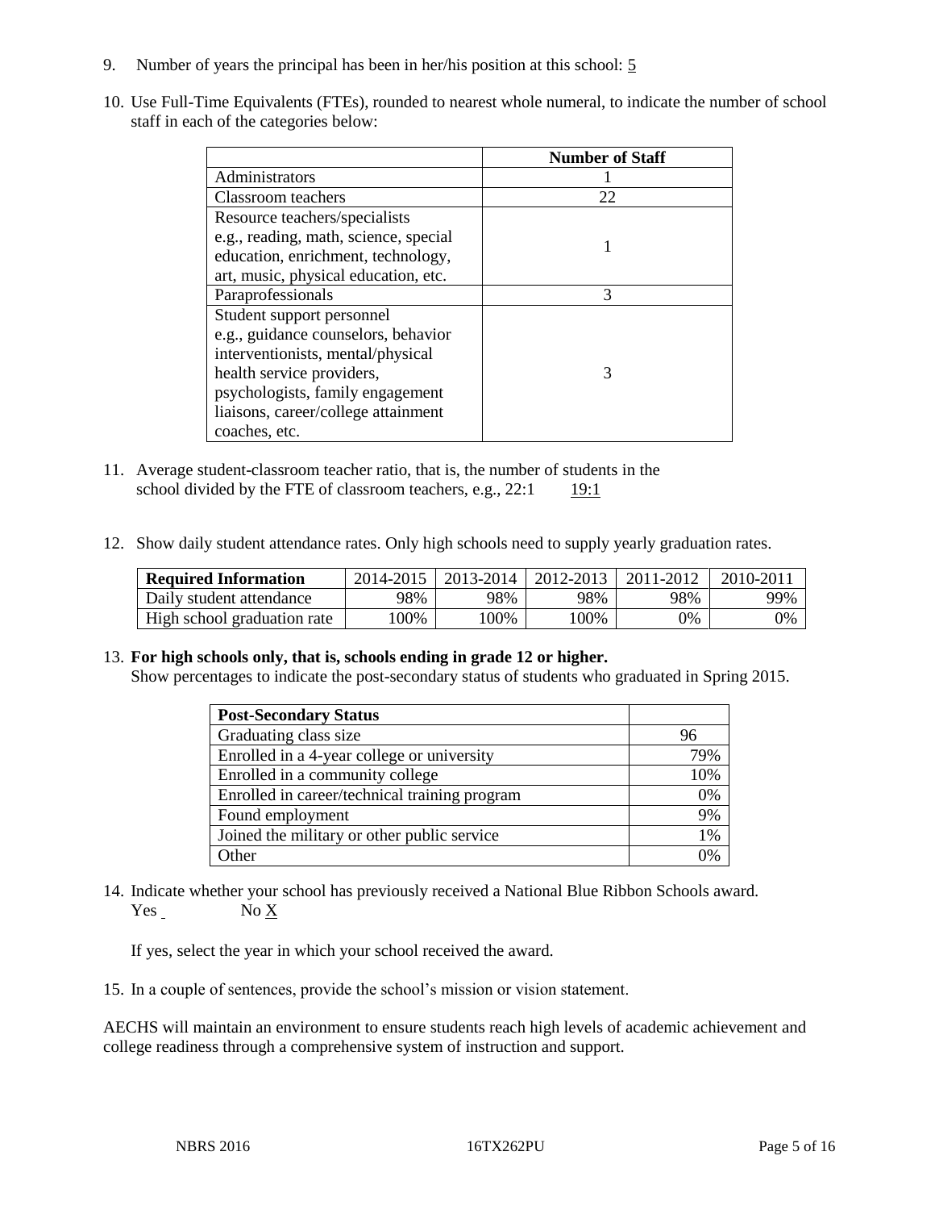9. Number of years the principal has been in her/his position at this school: 5

10. Use Full-Time Equivalents (FTEs), rounded to nearest whole numeral, to indicate the number of school staff in each of the categories below:

| | Number of Staff |
|---|---|
| Administrators | 1 |
| Classroom teachers | 22 |
| Resource teachers/specialists e.g., reading, math, science, special education, enrichment, technology, art, music, physical education, etc. | 1 |
| Paraprofessionals | 3 |
| Student support personnel e.g., guidance counselors, behavior interventionists, mental/physical health service providers, psychologists, family engagement liaisons, career/college attainment coaches, etc. | 3 |

11. Average student-classroom teacher ratio, that is, the number of students in the school divided by the FTE of classroom teachers, e.g., 22:1 19:1

12. Show daily student attendance rates. Only high schools need to supply yearly graduation rates.

| Required Information | 2014-2015 | 2013-2014 | 2012-2013 | 2011-2012 | 2010-2011 |
|---|---|---|---|---|---|
| Daily student attendance | 98% | 98% | 98% | 98% | 99% |
| High school graduation rate | 100% | 100% | 100% | 0% | 0% |

13. **For high schools only, that is, schools ending in grade 12 or higher.**
Show percentages to indicate the post-secondary status of students who graduated in Spring 2015.

| Post-Secondary Status | |
|---|---|
| Graduating class size | 96 |
| Enrolled in a 4-year college or university | 79% |
| Enrolled in a community college | 10% |
| Enrolled in career/technical training program | 0% |
| Found employment | 9% |
| Joined the military or other public service | 1% |
| Other | 0% |

14. Indicate whether your school has previously received a National Blue Ribbon Schools award.
Yes ___ No X

If yes, select the year in which your school received the award.

15. In a couple of sentences, provide the school's mission or vision statement.

AECHS will maintain an environment to ensure students reach high levels of academic achievement and college readiness through a comprehensive system of instruction and support.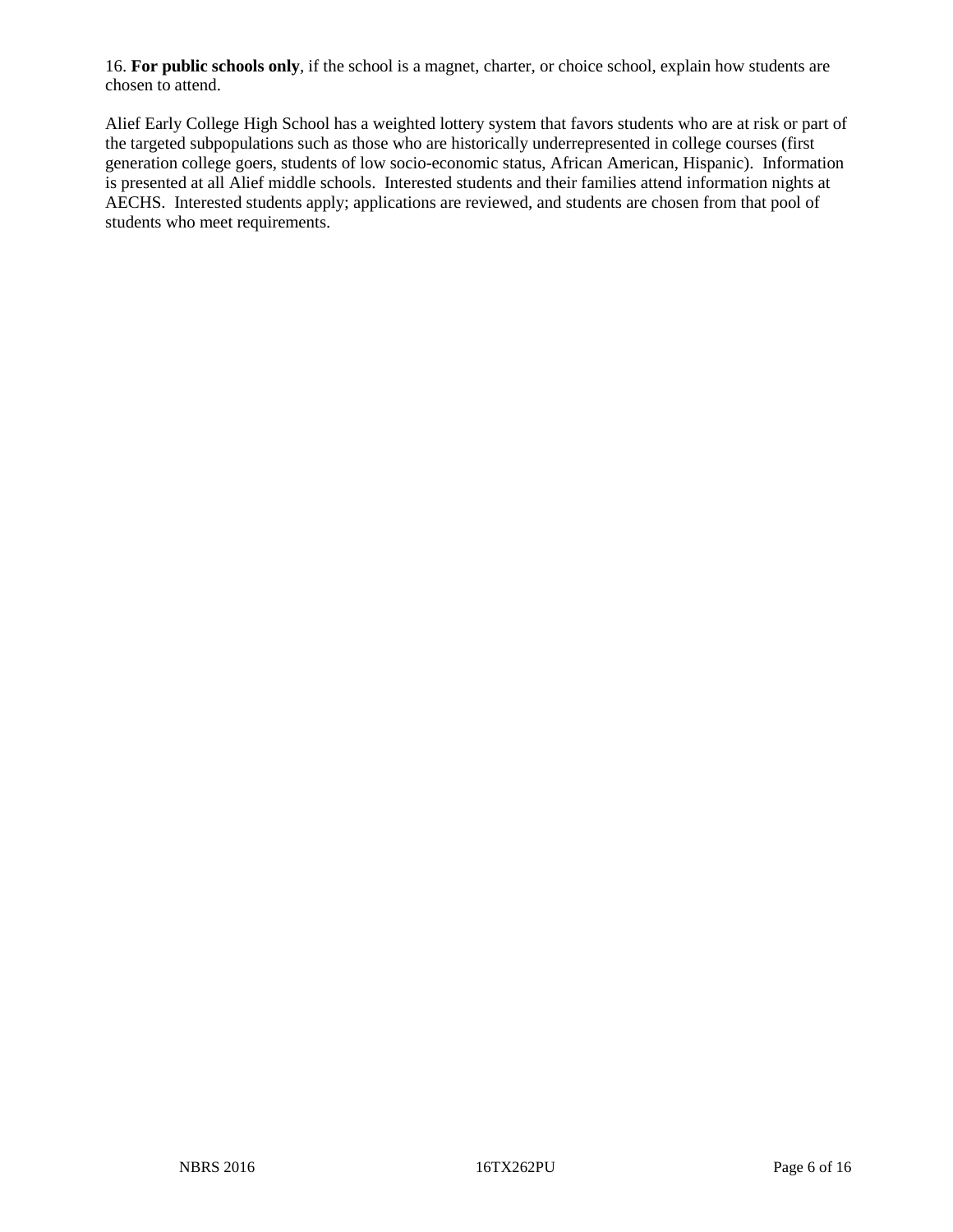16. **For public schools only**, if the school is a magnet, charter, or choice school, explain how students are chosen to attend.

Alief Early College High School has a weighted lottery system that favors students who are at risk or part of the targeted subpopulations such as those who are historically underrepresented in college courses (first generation college goers, students of low socio-economic status, African American, Hispanic). Information is presented at all Alief middle schools. Interested students and their families attend information nights at AECHS. Interested students apply; applications are reviewed, and students are chosen from that pool of students who meet requirements.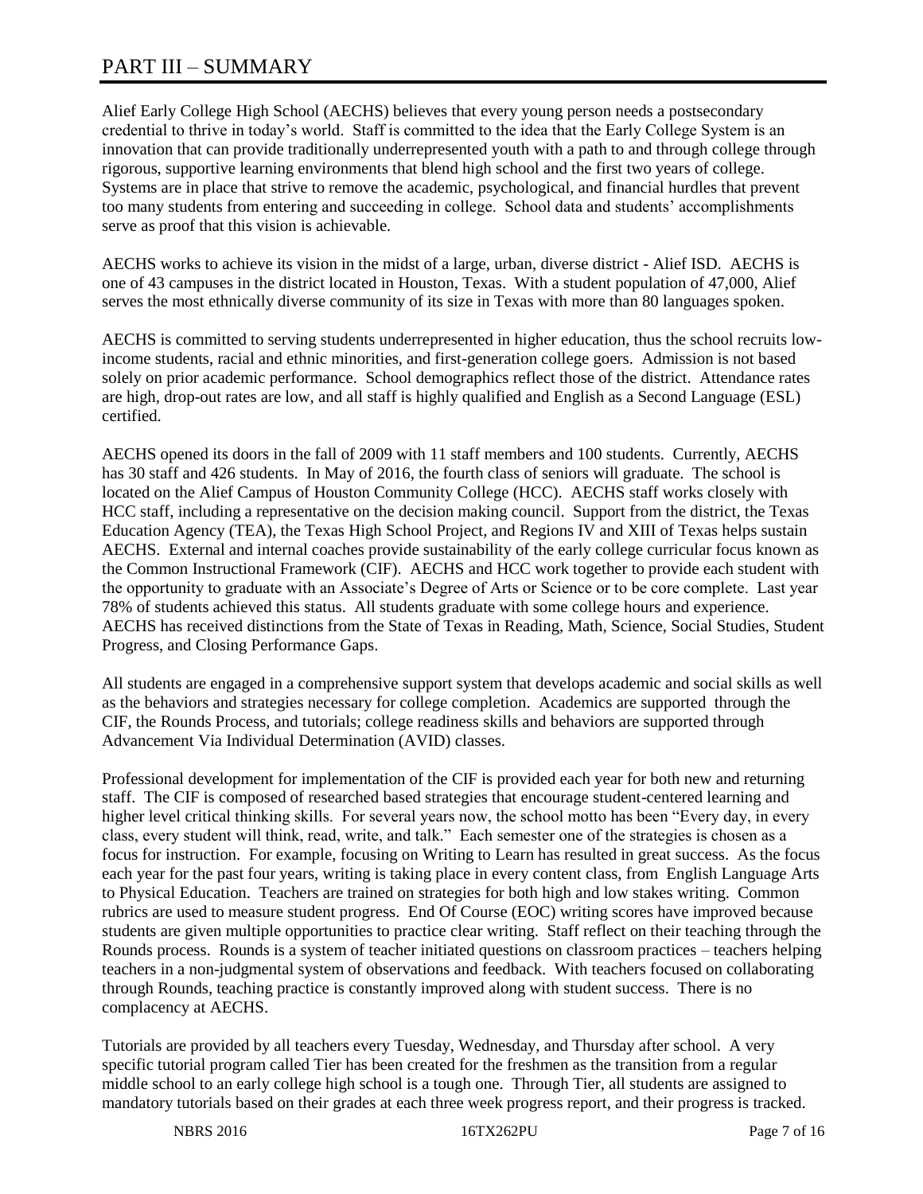# PART III – SUMMARY

Alief Early College High School (AECHS) believes that every young person needs a postsecondary credential to thrive in today's world. Staff is committed to the idea that the Early College System is an innovation that can provide traditionally underrepresented youth with a path to and through college through rigorous, supportive learning environments that blend high school and the first two years of college. Systems are in place that strive to remove the academic, psychological, and financial hurdles that prevent too many students from entering and succeeding in college. School data and students' accomplishments serve as proof that this vision is achievable.

AECHS works to achieve its vision in the midst of a large, urban, diverse district - Alief ISD. AECHS is one of 43 campuses in the district located in Houston, Texas. With a student population of 47,000, Alief serves the most ethnically diverse community of its size in Texas with more than 80 languages spoken.

AECHS is committed to serving students underrepresented in higher education, thus the school recruits low-income students, racial and ethnic minorities, and first-generation college goers. Admission is not based solely on prior academic performance. School demographics reflect those of the district. Attendance rates are high, drop-out rates are low, and all staff is highly qualified and English as a Second Language (ESL) certified.

AECHS opened its doors in the fall of 2009 with 11 staff members and 100 students. Currently, AECHS has 30 staff and 426 students. In May of 2016, the fourth class of seniors will graduate. The school is located on the Alief Campus of Houston Community College (HCC). AECHS staff works closely with HCC staff, including a representative on the decision making council. Support from the district, the Texas Education Agency (TEA), the Texas High School Project, and Regions IV and XIII of Texas helps sustain AECHS. External and internal coaches provide sustainability of the early college curricular focus known as the Common Instructional Framework (CIF). AECHS and HCC work together to provide each student with the opportunity to graduate with an Associate's Degree of Arts or Science or to be core complete. Last year 78% of students achieved this status. All students graduate with some college hours and experience. AECHS has received distinctions from the State of Texas in Reading, Math, Science, Social Studies, Student Progress, and Closing Performance Gaps.

All students are engaged in a comprehensive support system that develops academic and social skills as well as the behaviors and strategies necessary for college completion. Academics are supported through the CIF, the Rounds Process, and tutorials; college readiness skills and behaviors are supported through Advancement Via Individual Determination (AVID) classes.

Professional development for implementation of the CIF is provided each year for both new and returning staff. The CIF is composed of researched based strategies that encourage student-centered learning and higher level critical thinking skills. For several years now, the school motto has been "Every day, in every class, every student will think, read, write, and talk." Each semester one of the strategies is chosen as a focus for instruction. For example, focusing on Writing to Learn has resulted in great success. As the focus each year for the past four years, writing is taking place in every content class, from English Language Arts to Physical Education. Teachers are trained on strategies for both high and low stakes writing. Common rubrics are used to measure student progress. End Of Course (EOC) writing scores have improved because students are given multiple opportunities to practice clear writing. Staff reflect on their teaching through the Rounds process. Rounds is a system of teacher initiated questions on classroom practices – teachers helping teachers in a non-judgmental system of observations and feedback. With teachers focused on collaborating through Rounds, teaching practice is constantly improved along with student success. There is no complacency at AECHS.

Tutorials are provided by all teachers every Tuesday, Wednesday, and Thursday after school. A very specific tutorial program called Tier has been created for the freshmen as the transition from a regular middle school to an early college high school is a tough one. Through Tier, all students are assigned to mandatory tutorials based on their grades at each three week progress report, and their progress is tracked.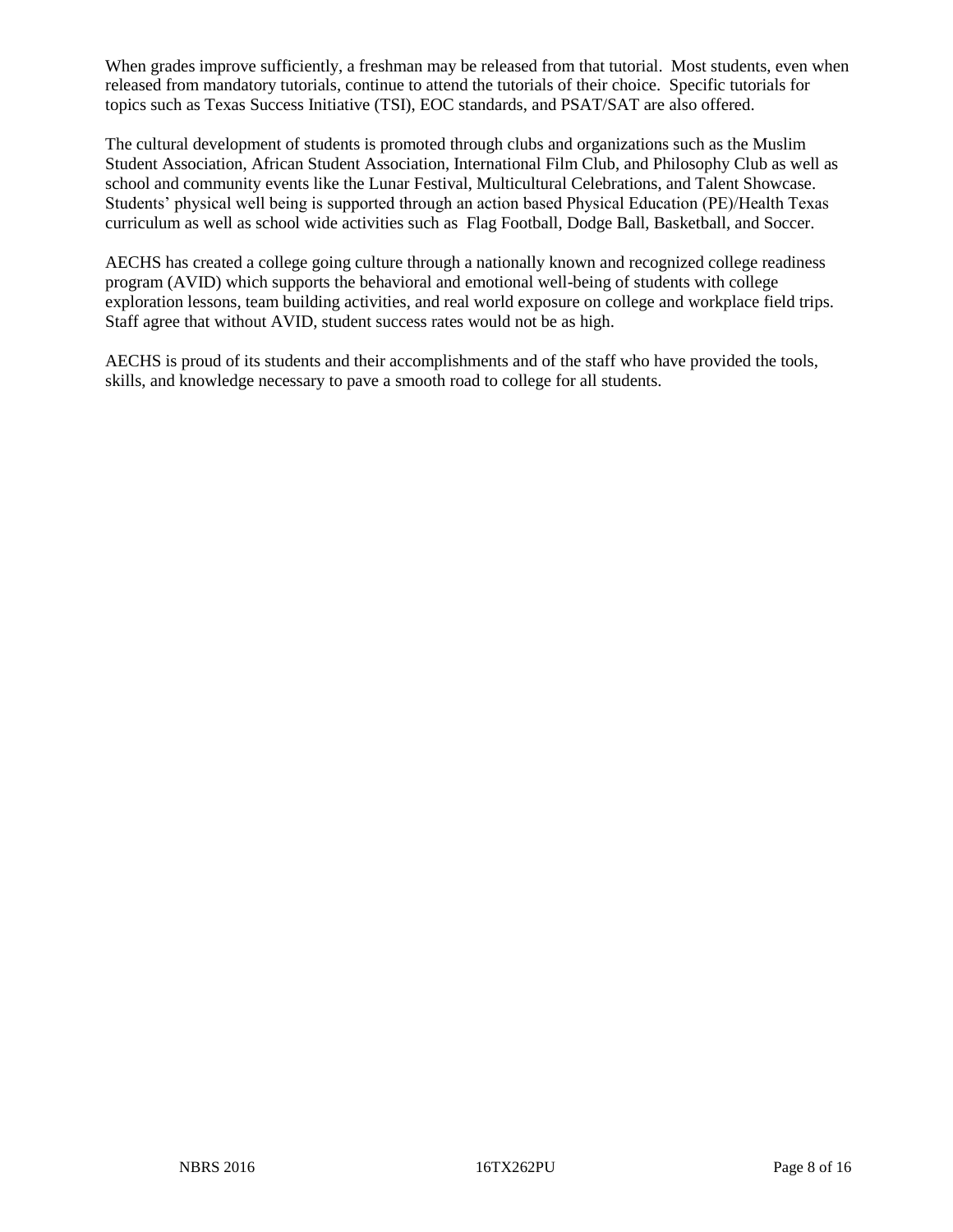When grades improve sufficiently, a freshman may be released from that tutorial. Most students, even when released from mandatory tutorials, continue to attend the tutorials of their choice. Specific tutorials for topics such as Texas Success Initiative (TSI), EOC standards, and PSAT/SAT are also offered.

The cultural development of students is promoted through clubs and organizations such as the Muslim Student Association, African Student Association, International Film Club, and Philosophy Club as well as school and community events like the Lunar Festival, Multicultural Celebrations, and Talent Showcase. Students' physical well being is supported through an action based Physical Education (PE)/Health Texas curriculum as well as school wide activities such as Flag Football, Dodge Ball, Basketball, and Soccer.

AECHS has created a college going culture through a nationally known and recognized college readiness program (AVID) which supports the behavioral and emotional well-being of students with college exploration lessons, team building activities, and real world exposure on college and workplace field trips. Staff agree that without AVID, student success rates would not be as high.

AECHS is proud of its students and their accomplishments and of the staff who have provided the tools, skills, and knowledge necessary to pave a smooth road to college for all students.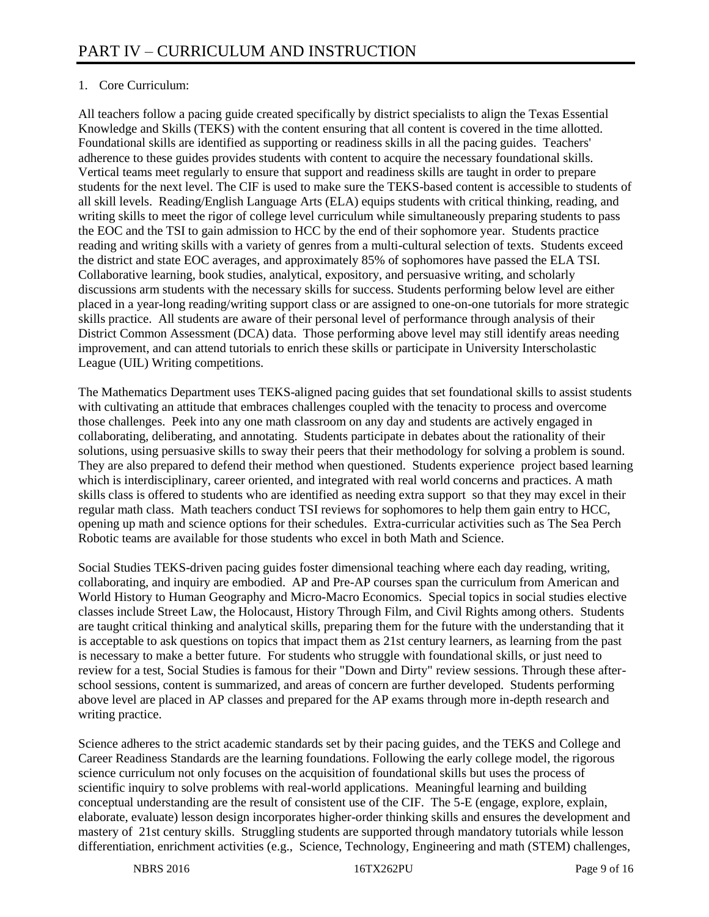# PART IV – CURRICULUM AND INSTRUCTION

1. Core Curriculum:

All teachers follow a pacing guide created specifically by district specialists to align the Texas Essential Knowledge and Skills (TEKS) with the content ensuring that all content is covered in the time allotted. Foundational skills are identified as supporting or readiness skills in all the pacing guides. Teachers' adherence to these guides provides students with content to acquire the necessary foundational skills. Vertical teams meet regularly to ensure that support and readiness skills are taught in order to prepare students for the next level. The CIF is used to make sure the TEKS-based content is accessible to students of all skill levels. Reading/English Language Arts (ELA) equips students with critical thinking, reading, and writing skills to meet the rigor of college level curriculum while simultaneously preparing students to pass the EOC and the TSI to gain admission to HCC by the end of their sophomore year. Students practice reading and writing skills with a variety of genres from a multi-cultural selection of texts. Students exceed the district and state EOC averages, and approximately 85% of sophomores have passed the ELA TSI. Collaborative learning, book studies, analytical, expository, and persuasive writing, and scholarly discussions arm students with the necessary skills for success. Students performing below level are either placed in a year-long reading/writing support class or are assigned to one-on-one tutorials for more strategic skills practice. All students are aware of their personal level of performance through analysis of their District Common Assessment (DCA) data. Those performing above level may still identify areas needing improvement, and can attend tutorials to enrich these skills or participate in University Interscholastic League (UIL) Writing competitions.

The Mathematics Department uses TEKS-aligned pacing guides that set foundational skills to assist students with cultivating an attitude that embraces challenges coupled with the tenacity to process and overcome those challenges. Peek into any one math classroom on any day and students are actively engaged in collaborating, deliberating, and annotating. Students participate in debates about the rationality of their solutions, using persuasive skills to sway their peers that their methodology for solving a problem is sound. They are also prepared to defend their method when questioned. Students experience project based learning which is interdisciplinary, career oriented, and integrated with real world concerns and practices. A math skills class is offered to students who are identified as needing extra support so that they may excel in their regular math class. Math teachers conduct TSI reviews for sophomores to help them gain entry to HCC, opening up math and science options for their schedules. Extra-curricular activities such as The Sea Perch Robotic teams are available for those students who excel in both Math and Science.

Social Studies TEKS-driven pacing guides foster dimensional teaching where each day reading, writing, collaborating, and inquiry are embodied. AP and Pre-AP courses span the curriculum from American and World History to Human Geography and Micro-Macro Economics. Special topics in social studies elective classes include Street Law, the Holocaust, History Through Film, and Civil Rights among others. Students are taught critical thinking and analytical skills, preparing them for the future with the understanding that it is acceptable to ask questions on topics that impact them as 21st century learners, as learning from the past is necessary to make a better future. For students who struggle with foundational skills, or just need to review for a test, Social Studies is famous for their "Down and Dirty" review sessions. Through these after-school sessions, content is summarized, and areas of concern are further developed. Students performing above level are placed in AP classes and prepared for the AP exams through more in-depth research and writing practice.

Science adheres to the strict academic standards set by their pacing guides, and the TEKS and College and Career Readiness Standards are the learning foundations. Following the early college model, the rigorous science curriculum not only focuses on the acquisition of foundational skills but uses the process of scientific inquiry to solve problems with real-world applications. Meaningful learning and building conceptual understanding are the result of consistent use of the CIF. The 5-E (engage, explore, explain, elaborate, evaluate) lesson design incorporates higher-order thinking skills and ensures the development and mastery of 21st century skills. Struggling students are supported through mandatory tutorials while lesson differentiation, enrichment activities (e.g., Science, Technology, Engineering and math (STEM) challenges,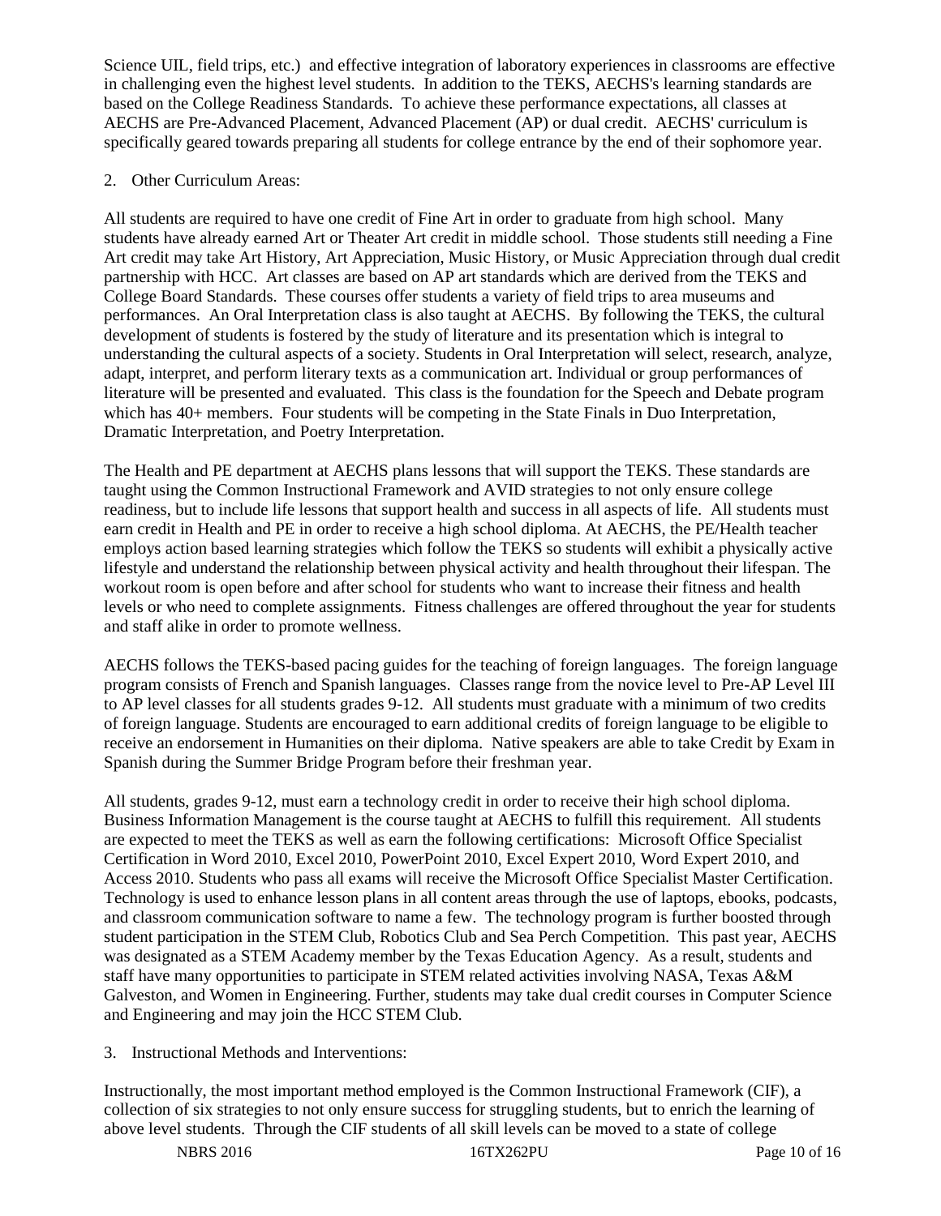Science UIL, field trips, etc.) and effective integration of laboratory experiences in classrooms are effective in challenging even the highest level students. In addition to the TEKS, AECHS's learning standards are based on the College Readiness Standards. To achieve these performance expectations, all classes at AECHS are Pre-Advanced Placement, Advanced Placement (AP) or dual credit. AECHS' curriculum is specifically geared towards preparing all students for college entrance by the end of their sophomore year.

2. Other Curriculum Areas:

All students are required to have one credit of Fine Art in order to graduate from high school. Many students have already earned Art or Theater Art credit in middle school. Those students still needing a Fine Art credit may take Art History, Art Appreciation, Music History, or Music Appreciation through dual credit partnership with HCC. Art classes are based on AP art standards which are derived from the TEKS and College Board Standards. These courses offer students a variety of field trips to area museums and performances. An Oral Interpretation class is also taught at AECHS. By following the TEKS, the cultural development of students is fostered by the study of literature and its presentation which is integral to understanding the cultural aspects of a society. Students in Oral Interpretation will select, research, analyze, adapt, interpret, and perform literary texts as a communication art. Individual or group performances of literature will be presented and evaluated. This class is the foundation for the Speech and Debate program which has 40+ members. Four students will be competing in the State Finals in Duo Interpretation, Dramatic Interpretation, and Poetry Interpretation.

The Health and PE department at AECHS plans lessons that will support the TEKS. These standards are taught using the Common Instructional Framework and AVID strategies to not only ensure college readiness, but to include life lessons that support health and success in all aspects of life. All students must earn credit in Health and PE in order to receive a high school diploma. At AECHS, the PE/Health teacher employs action based learning strategies which follow the TEKS so students will exhibit a physically active lifestyle and understand the relationship between physical activity and health throughout their lifespan. The workout room is open before and after school for students who want to increase their fitness and health levels or who need to complete assignments. Fitness challenges are offered throughout the year for students and staff alike in order to promote wellness.

AECHS follows the TEKS-based pacing guides for the teaching of foreign languages. The foreign language program consists of French and Spanish languages. Classes range from the novice level to Pre-AP Level III to AP level classes for all students grades 9-12. All students must graduate with a minimum of two credits of foreign language. Students are encouraged to earn additional credits of foreign language to be eligible to receive an endorsement in Humanities on their diploma. Native speakers are able to take Credit by Exam in Spanish during the Summer Bridge Program before their freshman year.

All students, grades 9-12, must earn a technology credit in order to receive their high school diploma. Business Information Management is the course taught at AECHS to fulfill this requirement. All students are expected to meet the TEKS as well as earn the following certifications: Microsoft Office Specialist Certification in Word 2010, Excel 2010, PowerPoint 2010, Excel Expert 2010, Word Expert 2010, and Access 2010. Students who pass all exams will receive the Microsoft Office Specialist Master Certification. Technology is used to enhance lesson plans in all content areas through the use of laptops, ebooks, podcasts, and classroom communication software to name a few. The technology program is further boosted through student participation in the STEM Club, Robotics Club and Sea Perch Competition. This past year, AECHS was designated as a STEM Academy member by the Texas Education Agency. As a result, students and staff have many opportunities to participate in STEM related activities involving NASA, Texas A&M Galveston, and Women in Engineering. Further, students may take dual credit courses in Computer Science and Engineering and may join the HCC STEM Club.

3. Instructional Methods and Interventions:

Instructionally, the most important method employed is the Common Instructional Framework (CIF), a collection of six strategies to not only ensure success for struggling students, but to enrich the learning of above level students. Through the CIF students of all skill levels can be moved to a state of college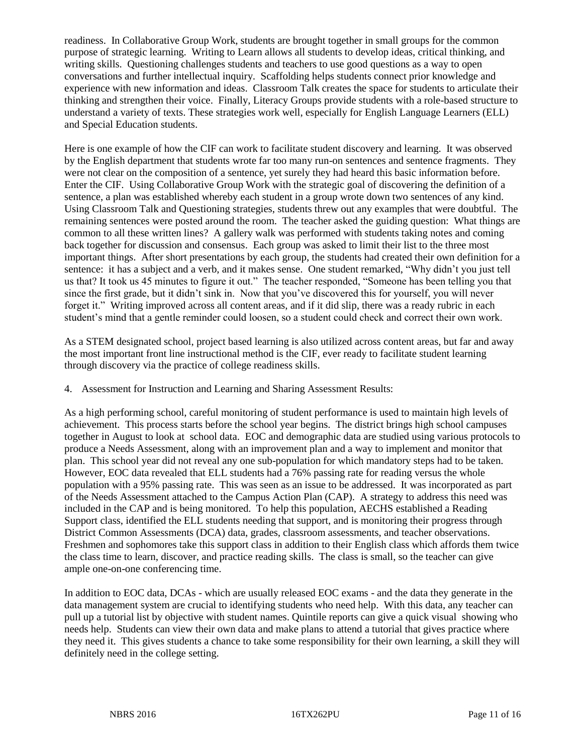readiness. In Collaborative Group Work, students are brought together in small groups for the common purpose of strategic learning. Writing to Learn allows all students to develop ideas, critical thinking, and writing skills. Questioning challenges students and teachers to use good questions as a way to open conversations and further intellectual inquiry. Scaffolding helps students connect prior knowledge and experience with new information and ideas. Classroom Talk creates the space for students to articulate their thinking and strengthen their voice. Finally, Literacy Groups provide students with a role-based structure to understand a variety of texts. These strategies work well, especially for English Language Learners (ELL) and Special Education students.

Here is one example of how the CIF can work to facilitate student discovery and learning. It was observed by the English department that students wrote far too many run-on sentences and sentence fragments. They were not clear on the composition of a sentence, yet surely they had heard this basic information before. Enter the CIF. Using Collaborative Group Work with the strategic goal of discovering the definition of a sentence, a plan was established whereby each student in a group wrote down two sentences of any kind. Using Classroom Talk and Questioning strategies, students threw out any examples that were doubtful. The remaining sentences were posted around the room. The teacher asked the guiding question: What things are common to all these written lines? A gallery walk was performed with students taking notes and coming back together for discussion and consensus. Each group was asked to limit their list to the three most important things. After short presentations by each group, the students had created their own definition for a sentence: it has a subject and a verb, and it makes sense. One student remarked, "Why didn't you just tell us that? It took us 45 minutes to figure it out." The teacher responded, "Someone has been telling you that since the first grade, but it didn't sink in. Now that you've discovered this for yourself, you will never forget it." Writing improved across all content areas, and if it did slip, there was a ready rubric in each student's mind that a gentle reminder could loosen, so a student could check and correct their own work.

As a STEM designated school, project based learning is also utilized across content areas, but far and away the most important front line instructional method is the CIF, ever ready to facilitate student learning through discovery via the practice of college readiness skills.

4. Assessment for Instruction and Learning and Sharing Assessment Results:

As a high performing school, careful monitoring of student performance is used to maintain high levels of achievement. This process starts before the school year begins. The district brings high school campuses together in August to look at school data. EOC and demographic data are studied using various protocols to produce a Needs Assessment, along with an improvement plan and a way to implement and monitor that plan. This school year did not reveal any one sub-population for which mandatory steps had to be taken. However, EOC data revealed that ELL students had a 76% passing rate for reading versus the whole population with a 95% passing rate. This was seen as an issue to be addressed. It was incorporated as part of the Needs Assessment attached to the Campus Action Plan (CAP). A strategy to address this need was included in the CAP and is being monitored. To help this population, AECHS established a Reading Support class, identified the ELL students needing that support, and is monitoring their progress through District Common Assessments (DCA) data, grades, classroom assessments, and teacher observations. Freshmen and sophomores take this support class in addition to their English class which affords them twice the class time to learn, discover, and practice reading skills. The class is small, so the teacher can give ample one-on-one conferencing time.

In addition to EOC data, DCAs - which are usually released EOC exams - and the data they generate in the data management system are crucial to identifying students who need help. With this data, any teacher can pull up a tutorial list by objective with student names. Quintile reports can give a quick visual showing who needs help. Students can view their own data and make plans to attend a tutorial that gives practice where they need it. This gives students a chance to take some responsibility for their own learning, a skill they will definitely need in the college setting.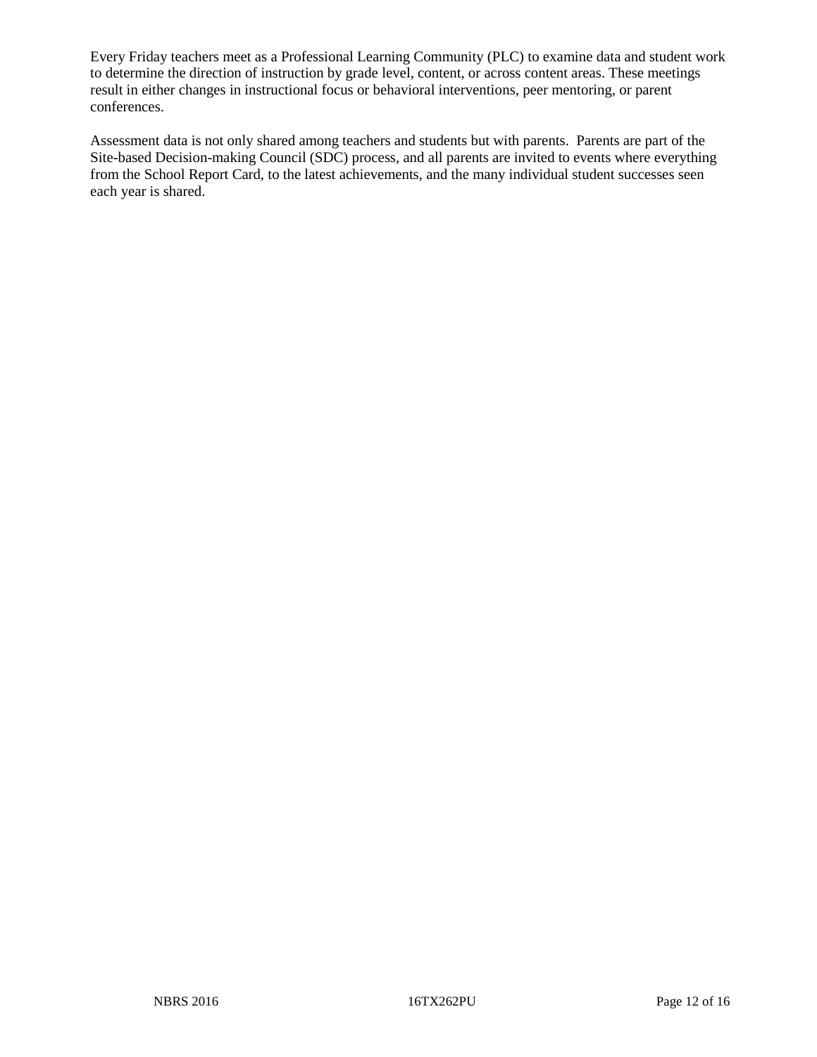Every Friday teachers meet as a Professional Learning Community (PLC) to examine data and student work to determine the direction of instruction by grade level, content, or across content areas. These meetings result in either changes in instructional focus or behavioral interventions, peer mentoring, or parent conferences.

Assessment data is not only shared among teachers and students but with parents. Parents are part of the Site-based Decision-making Council (SDC) process, and all parents are invited to events where everything from the School Report Card, to the latest achievements, and the many individual student successes seen each year is shared.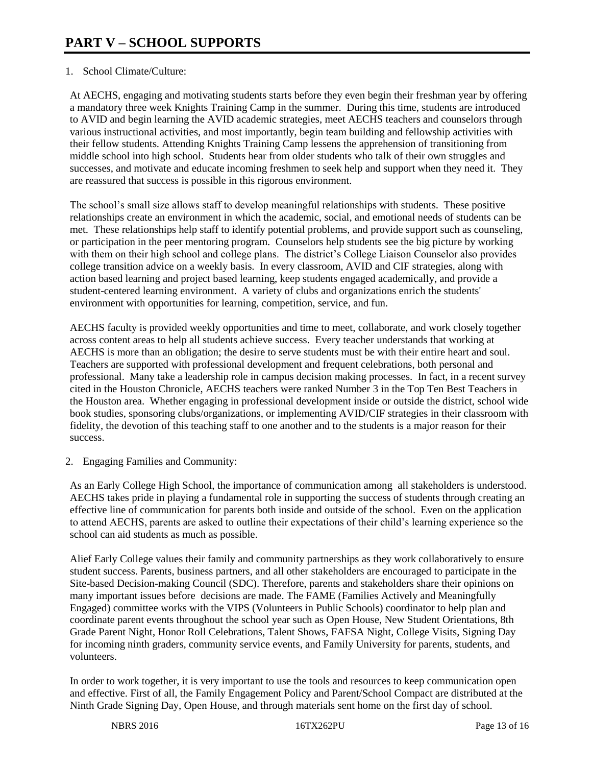# PART V – SCHOOL SUPPORTS

1. School Climate/Culture:

At AECHS, engaging and motivating students starts before they even begin their freshman year by offering a mandatory three week Knights Training Camp in the summer. During this time, students are introduced to AVID and begin learning the AVID academic strategies, meet AECHS teachers and counselors through various instructional activities, and most importantly, begin team building and fellowship activities with their fellow students. Attending Knights Training Camp lessens the apprehension of transitioning from middle school into high school. Students hear from older students who talk of their own struggles and successes, and motivate and educate incoming freshmen to seek help and support when they need it. They are reassured that success is possible in this rigorous environment.

The school's small size allows staff to develop meaningful relationships with students. These positive relationships create an environment in which the academic, social, and emotional needs of students can be met. These relationships help staff to identify potential problems, and provide support such as counseling, or participation in the peer mentoring program. Counselors help students see the big picture by working with them on their high school and college plans. The district's College Liaison Counselor also provides college transition advice on a weekly basis. In every classroom, AVID and CIF strategies, along with action based learning and project based learning, keep students engaged academically, and provide a student-centered learning environment. A variety of clubs and organizations enrich the students' environment with opportunities for learning, competition, service, and fun.

AECHS faculty is provided weekly opportunities and time to meet, collaborate, and work closely together across content areas to help all students achieve success. Every teacher understands that working at AECHS is more than an obligation; the desire to serve students must be with their entire heart and soul. Teachers are supported with professional development and frequent celebrations, both personal and professional. Many take a leadership role in campus decision making processes. In fact, in a recent survey cited in the Houston Chronicle, AECHS teachers were ranked Number 3 in the Top Ten Best Teachers in the Houston area. Whether engaging in professional development inside or outside the district, school wide book studies, sponsoring clubs/organizations, or implementing AVID/CIF strategies in their classroom with fidelity, the devotion of this teaching staff to one another and to the students is a major reason for their success.

2. Engaging Families and Community:

As an Early College High School, the importance of communication among all stakeholders is understood. AECHS takes pride in playing a fundamental role in supporting the success of students through creating an effective line of communication for parents both inside and outside of the school. Even on the application to attend AECHS, parents are asked to outline their expectations of their child's learning experience so the school can aid students as much as possible.

Alief Early College values their family and community partnerships as they work collaboratively to ensure student success. Parents, business partners, and all other stakeholders are encouraged to participate in the Site-based Decision-making Council (SDC). Therefore, parents and stakeholders share their opinions on many important issues before decisions are made. The FAME (Families Actively and Meaningfully Engaged) committee works with the VIPS (Volunteers in Public Schools) coordinator to help plan and coordinate parent events throughout the school year such as Open House, New Student Orientations, 8th Grade Parent Night, Honor Roll Celebrations, Talent Shows, FAFSA Night, College Visits, Signing Day for incoming ninth graders, community service events, and Family University for parents, students, and volunteers.

In order to work together, it is very important to use the tools and resources to keep communication open and effective. First of all, the Family Engagement Policy and Parent/School Compact are distributed at the Ninth Grade Signing Day, Open House, and through materials sent home on the first day of school.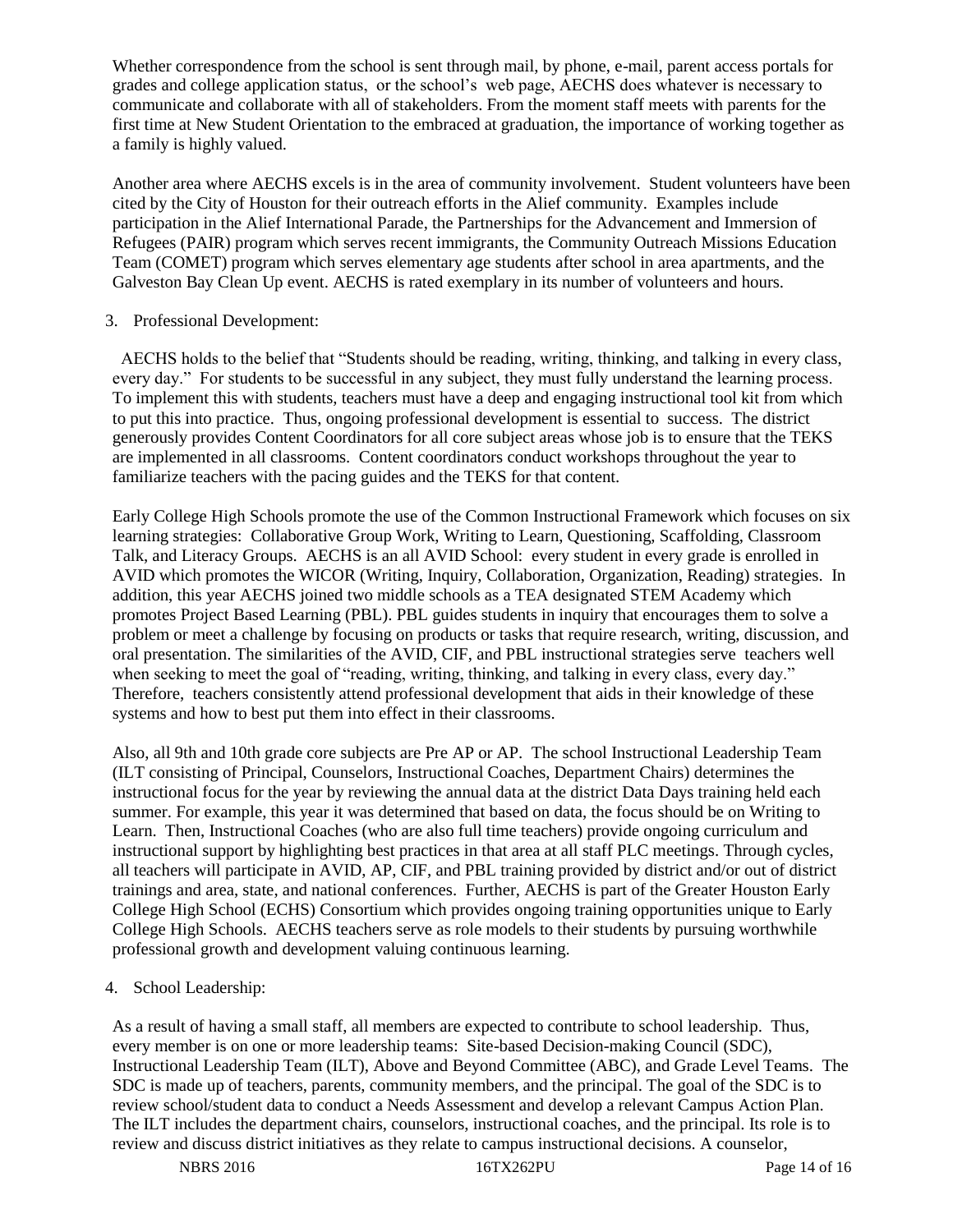Whether correspondence from the school is sent through mail, by phone, e-mail, parent access portals for grades and college application status, or the school's web page, AECHS does whatever is necessary to communicate and collaborate with all of stakeholders. From the moment staff meets with parents for the first time at New Student Orientation to the embraced at graduation, the importance of working together as a family is highly valued.

Another area where AECHS excels is in the area of community involvement. Student volunteers have been cited by the City of Houston for their outreach efforts in the Alief community. Examples include participation in the Alief International Parade, the Partnerships for the Advancement and Immersion of Refugees (PAIR) program which serves recent immigrants, the Community Outreach Missions Education Team (COMET) program which serves elementary age students after school in area apartments, and the Galveston Bay Clean Up event. AECHS is rated exemplary in its number of volunteers and hours.

3. Professional Development:

AECHS holds to the belief that "Students should be reading, writing, thinking, and talking in every class, every day." For students to be successful in any subject, they must fully understand the learning process. To implement this with students, teachers must have a deep and engaging instructional tool kit from which to put this into practice. Thus, ongoing professional development is essential to success. The district generously provides Content Coordinators for all core subject areas whose job is to ensure that the TEKS are implemented in all classrooms. Content coordinators conduct workshops throughout the year to familiarize teachers with the pacing guides and the TEKS for that content.

Early College High Schools promote the use of the Common Instructional Framework which focuses on six learning strategies: Collaborative Group Work, Writing to Learn, Questioning, Scaffolding, Classroom Talk, and Literacy Groups. AECHS is an all AVID School: every student in every grade is enrolled in AVID which promotes the WICOR (Writing, Inquiry, Collaboration, Organization, Reading) strategies. In addition, this year AECHS joined two middle schools as a TEA designated STEM Academy which promotes Project Based Learning (PBL). PBL guides students in inquiry that encourages them to solve a problem or meet a challenge by focusing on products or tasks that require research, writing, discussion, and oral presentation. The similarities of the AVID, CIF, and PBL instructional strategies serve teachers well when seeking to meet the goal of "reading, writing, thinking, and talking in every class, every day." Therefore, teachers consistently attend professional development that aids in their knowledge of these systems and how to best put them into effect in their classrooms.

Also, all 9th and 10th grade core subjects are Pre AP or AP. The school Instructional Leadership Team (ILT consisting of Principal, Counselors, Instructional Coaches, Department Chairs) determines the instructional focus for the year by reviewing the annual data at the district Data Days training held each summer. For example, this year it was determined that based on data, the focus should be on Writing to Learn. Then, Instructional Coaches (who are also full time teachers) provide ongoing curriculum and instructional support by highlighting best practices in that area at all staff PLC meetings. Through cycles, all teachers will participate in AVID, AP, CIF, and PBL training provided by district and/or out of district trainings and area, state, and national conferences. Further, AECHS is part of the Greater Houston Early College High School (ECHS) Consortium which provides ongoing training opportunities unique to Early College High Schools. AECHS teachers serve as role models to their students by pursuing worthwhile professional growth and development valuing continuous learning.

4. School Leadership:

As a result of having a small staff, all members are expected to contribute to school leadership. Thus, every member is on one or more leadership teams: Site-based Decision-making Council (SDC), Instructional Leadership Team (ILT), Above and Beyond Committee (ABC), and Grade Level Teams. The SDC is made up of teachers, parents, community members, and the principal. The goal of the SDC is to review school/student data to conduct a Needs Assessment and develop a relevant Campus Action Plan. The ILT includes the department chairs, counselors, instructional coaches, and the principal. Its role is to review and discuss district initiatives as they relate to campus instructional decisions. A counselor,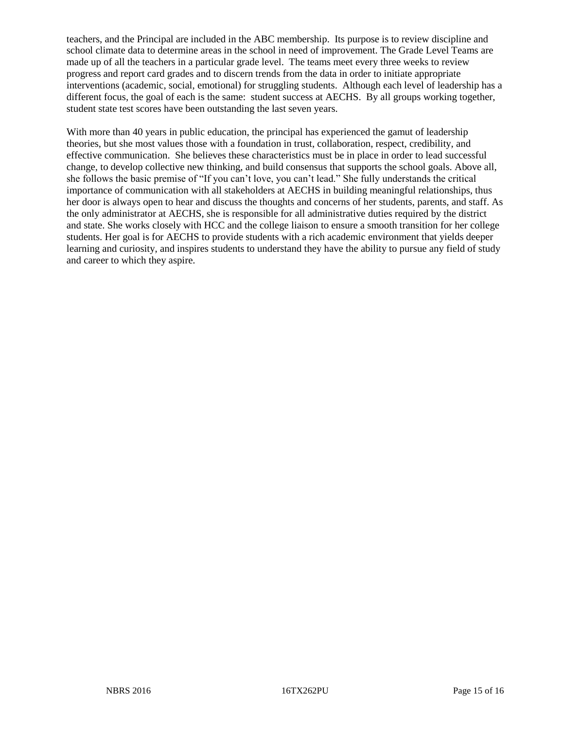teachers, and the Principal are included in the ABC membership. Its purpose is to review discipline and school climate data to determine areas in the school in need of improvement. The Grade Level Teams are made up of all the teachers in a particular grade level. The teams meet every three weeks to review progress and report card grades and to discern trends from the data in order to initiate appropriate interventions (academic, social, emotional) for struggling students. Although each level of leadership has a different focus, the goal of each is the same: student success at AECHS. By all groups working together, student state test scores have been outstanding the last seven years.

With more than 40 years in public education, the principal has experienced the gamut of leadership theories, but she most values those with a foundation in trust, collaboration, respect, credibility, and effective communication. She believes these characteristics must be in place in order to lead successful change, to develop collective new thinking, and build consensus that supports the school goals. Above all, she follows the basic premise of "If you can't love, you can't lead." She fully understands the critical importance of communication with all stakeholders at AECHS in building meaningful relationships, thus her door is always open to hear and discuss the thoughts and concerns of her students, parents, and staff. As the only administrator at AECHS, she is responsible for all administrative duties required by the district and state. She works closely with HCC and the college liaison to ensure a smooth transition for her college students. Her goal is for AECHS to provide students with a rich academic environment that yields deeper learning and curiosity, and inspires students to understand they have the ability to pursue any field of study and career to which they aspire.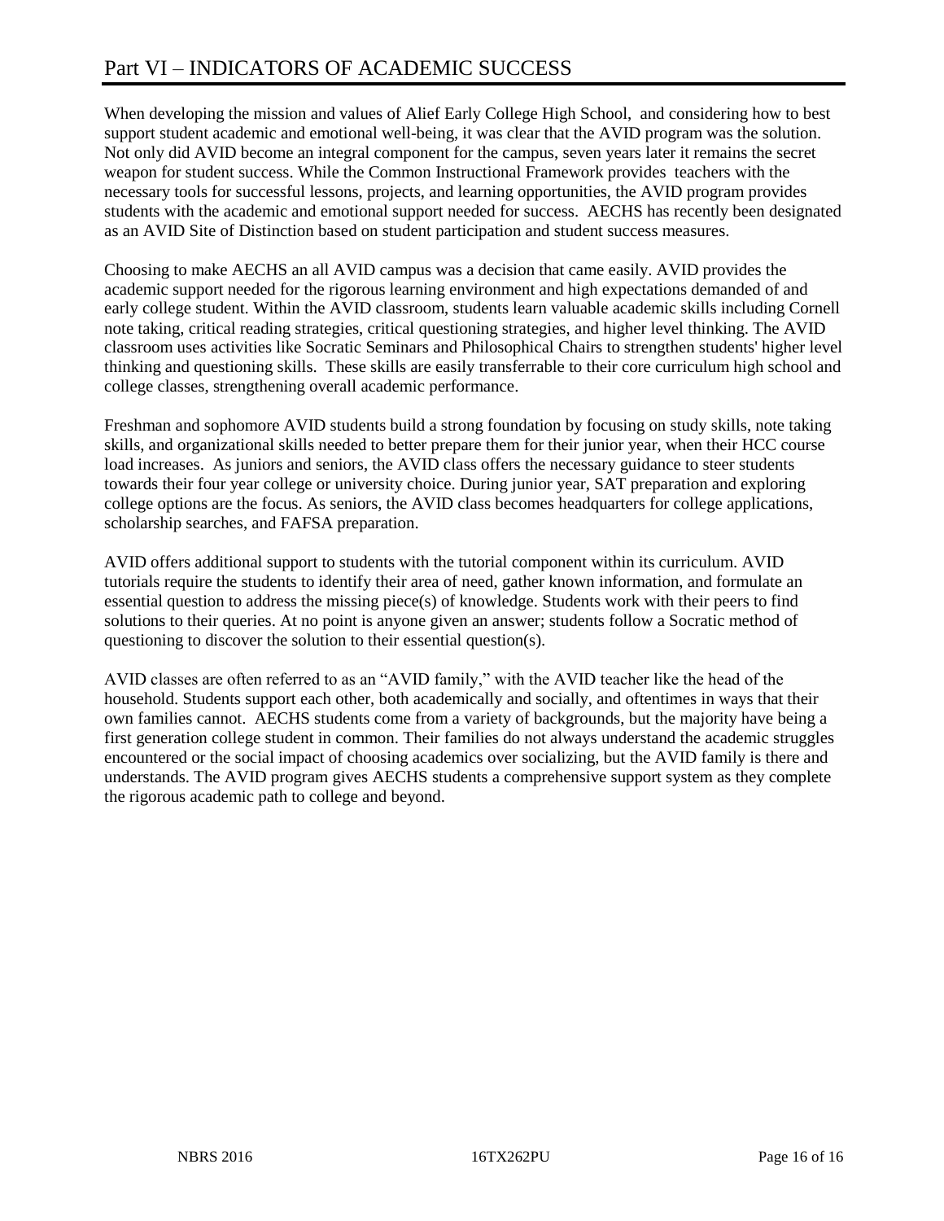# Part VI – INDICATORS OF ACADEMIC SUCCESS

When developing the mission and values of Alief Early College High School, and considering how to best support student academic and emotional well-being, it was clear that the AVID program was the solution. Not only did AVID become an integral component for the campus, seven years later it remains the secret weapon for student success. While the Common Instructional Framework provides teachers with the necessary tools for successful lessons, projects, and learning opportunities, the AVID program provides students with the academic and emotional support needed for success. AECHS has recently been designated as an AVID Site of Distinction based on student participation and student success measures.

Choosing to make AECHS an all AVID campus was a decision that came easily. AVID provides the academic support needed for the rigorous learning environment and high expectations demanded of and early college student. Within the AVID classroom, students learn valuable academic skills including Cornell note taking, critical reading strategies, critical questioning strategies, and higher level thinking. The AVID classroom uses activities like Socratic Seminars and Philosophical Chairs to strengthen students' higher level thinking and questioning skills. These skills are easily transferrable to their core curriculum high school and college classes, strengthening overall academic performance.

Freshman and sophomore AVID students build a strong foundation by focusing on study skills, note taking skills, and organizational skills needed to better prepare them for their junior year, when their HCC course load increases. As juniors and seniors, the AVID class offers the necessary guidance to steer students towards their four year college or university choice. During junior year, SAT preparation and exploring college options are the focus. As seniors, the AVID class becomes headquarters for college applications, scholarship searches, and FAFSA preparation.

AVID offers additional support to students with the tutorial component within its curriculum. AVID tutorials require the students to identify their area of need, gather known information, and formulate an essential question to address the missing piece(s) of knowledge. Students work with their peers to find solutions to their queries. At no point is anyone given an answer; students follow a Socratic method of questioning to discover the solution to their essential question(s).

AVID classes are often referred to as an "AVID family," with the AVID teacher like the head of the household. Students support each other, both academically and socially, and oftentimes in ways that their own families cannot. AECHS students come from a variety of backgrounds, but the majority have being a first generation college student in common. Their families do not always understand the academic struggles encountered or the social impact of choosing academics over socializing, but the AVID family is there and understands. The AVID program gives AECHS students a comprehensive support system as they complete the rigorous academic path to college and beyond.